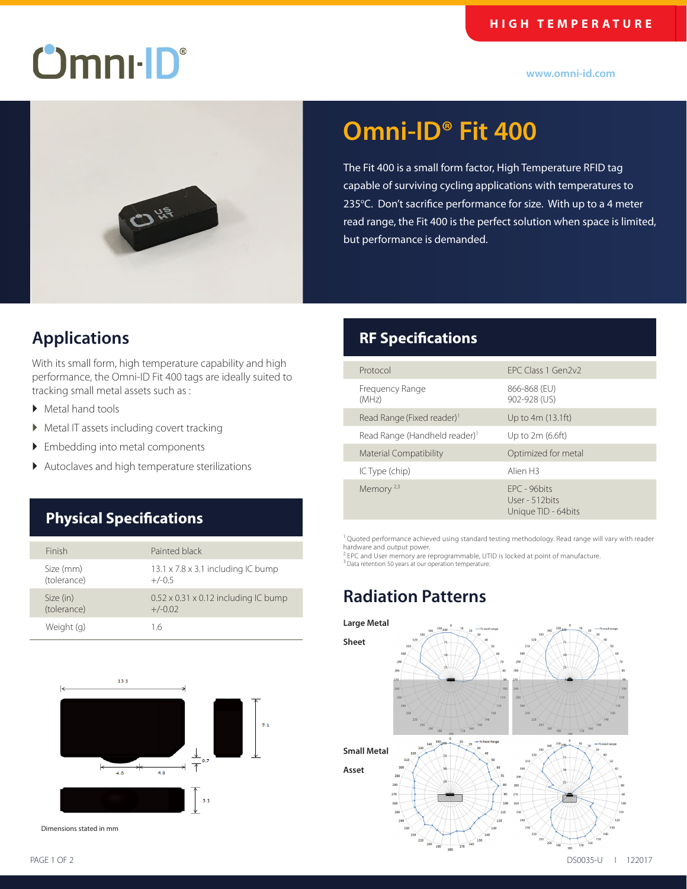HIGH TEMPERATURE

Omni-ID®

www.omni-id.com

# Omni-ID® Fit 400

The Fit 400 is a small form factor, High Temperature RFID tag capable of surviving cycling applications with temperatures to 235ºC. Don't sacrifice performance for size. With up to a 4 meter read range, the Fit 400 is the perfect solution when space is limited, but performance is demanded.

## Applications

With its small form, high temperature capability and high performance, the Omni-ID Fit 400 tags are ideally suited to tracking small metal assets such as :

- Metal hand tools
- Metal IT assets including covert tracking
- Embedding into metal components
- Autoclaves and high temperature sterilizations

## Physical Specifications

| | |
|---|---|
| Finish | Painted black |
| Size (mm) (tolerance) | 13.1 x 7.8 x 3.1 including IC bump +/-0.5 |
| Size (in) (tolerance) | 0.52 x 0.31 x 0.12 including IC bump +/-0.02 |
| Weight (g) | 1.6 |

Dimensions stated in mm

## RF Specifications

| | |
|---|---|
| Protocol | EPC Class 1 Gen2v2 |
| Frequency Range (MHz) | 866-868 (EU) 902-928 (US) |
| Read Range (Fixed reader)[1] | Up to 4m (13.1ft) |
| Read Range (Handheld reader)[1] | Up to 2m (6.6ft) |
| Material Compatibility | Optimized for metal |
| IC Type (chip) | Alien H3 |
| Memory [2,3] | EPC - 96bits User - 512bits Unique TID - 64bits |

[1] Quoted performance achieved using standard testing methodology. Read range will vary with reader hardware and output power.
[2] EPC and User memory are reprogrammable, UTID is locked at point of manufacture.
[3] Data retention 50 years at our operation temperature.

## Radiation Patterns

Large Metal Sheet

Small Metal Asset

DS0035-U | 122017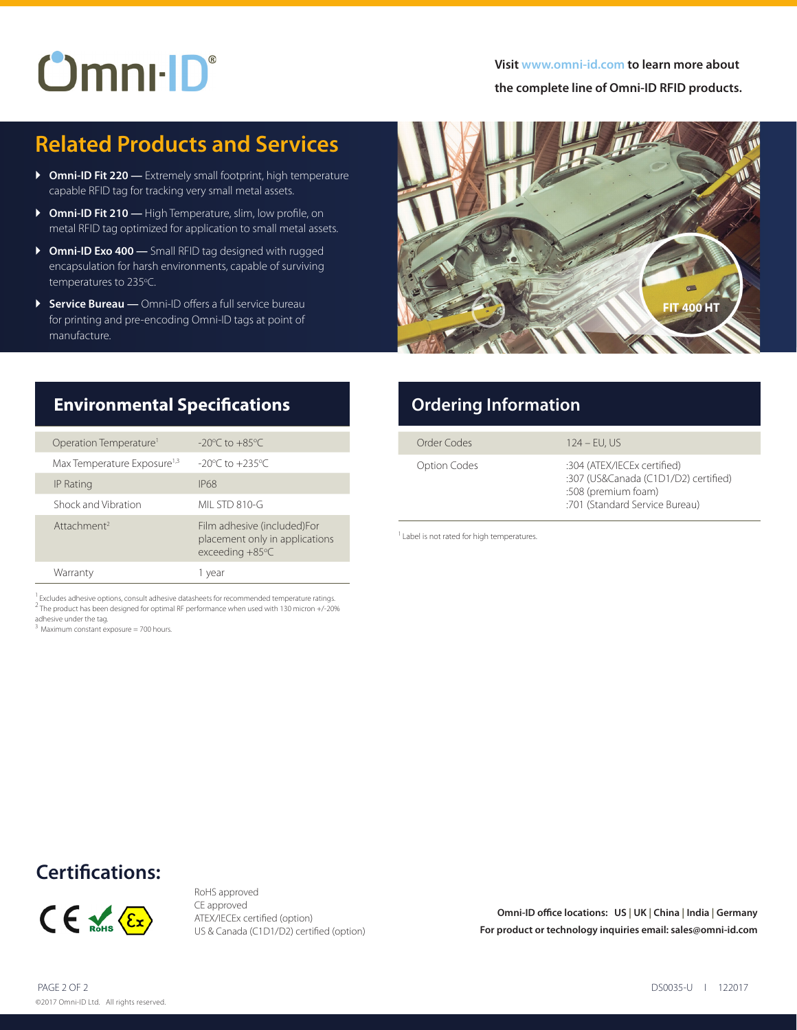Visit www.omni-id.com to learn more about the complete line of Omni-ID RFID products.

## Related Products and Services

- **Omni-ID Fit 220 —** Extremely small footprint, high temperature capable RFID tag for tracking very small metal assets.
- **Omni-ID Fit 210 —** High Temperature, slim, low profile, on metal RFID tag optimized for application to small metal assets.
- **Omni-ID Exo 400 —** Small RFID tag designed with rugged encapsulation for harsh environments, capable of surviving temperatures to 235ºC.
- **Service Bureau —** Omni-ID offers a full service bureau for printing and pre-encoding Omni-ID tags at point of manufacture.

FIT 400 HT

## Environmental Specifications

| | |
|---|---|
| Operation Temperature[1] | -20ºC to +85ºC |
| Max Temperature Exposure[1,3] | -20ºC to +235ºC |
| IP Rating | IP68 |
| Shock and Vibration | MIL STD 810-G |
| Attachment[2] | Film adhesive (included)For placement only in applications exceeding +85ºC |
| Warranty | 1 year |

[1] Excludes adhesive options, consult adhesive datasheets for recommended temperature ratings.
[2] The product has been designed for optimal RF performance when used with 130 micron +/-20% adhesive under the tag.
[3] Maximum constant exposure = 700 hours.

## Ordering Information

| | |
|---|---|
| Order Codes | 124 – EU, US |
| Option Codes | :304 (ATEX/IECEx certified)<br>:307 (US&Canada (C1D1/D2) certified)<br>:508 (premium foam)<br>:701 (Standard Service Bureau) |

[1] Label is not rated for high temperatures.

## Certifications:

RoHS approved
CE approved
ATEX/IECEx certified (option)
US & Canada (C1D1/D2) certified (option)

**Omni-ID office locations: US | UK | China | India | Germany**
**For product or technology inquiries email: sales@omni-id.com**

©2017 Omni-ID Ltd. All rights reserved.

DS0035-U I 122017